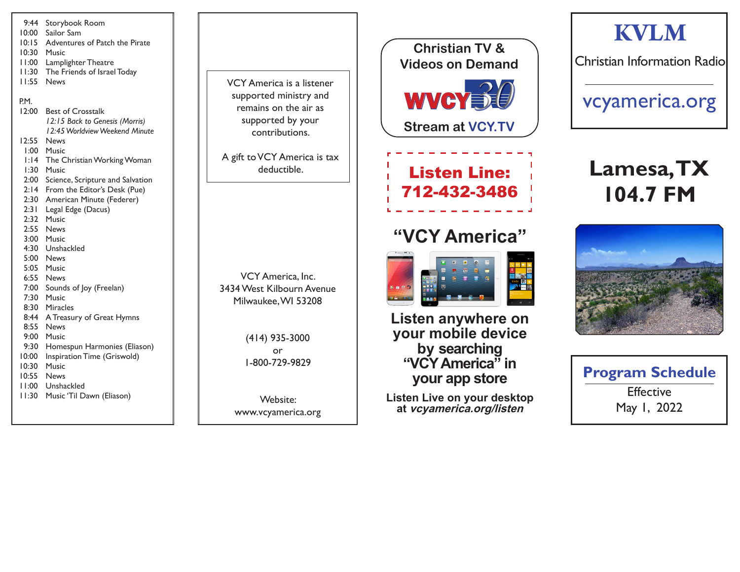| | |
|---|---|
| 9:44 | Storybook Room |
| 10:00 | Sailor Sam |
| 10:15 | Adventures of Patch the Pirate |
| 10:30 | Music |
| 11:00 | Lamplighter Theatre |
| 11:30 | The Friends of Israel Today |
| 11:55 | News |

P.M.

| | |
|---|---|
| 12:00 | Best of Crosstalk |
| | *12:15 Back to Genesis (Morris)* |
| | *12:45 Worldview Weekend Minute* |
| 12:55 | News |
| 1:00 | Music |
| 1:14 | The Christian Working Woman |
| 1:30 | Music |
| 2:00 | Science, Scripture and Salvation |
| 2:14 | From the Editor's Desk (Pue) |
| 2:30 | American Minute (Federer) |
| 2:31 | Legal Edge (Dacus) |
| 2:32 | Music |
| 2:55 | News |
| 3:00 | Music |
| 4:30 | Unshackled |
| 5:00 | News |
| 5:05 | Music |
| 6:55 | News |
| 7:00 | Sounds of Joy (Freelan) |
| 7:30 | Music |
| 8:30 | Miracles |
| 8:44 | A Treasury of Great Hymns |
| 8:55 | News |
| 9:00 | Music |
| 9:30 | Homespun Harmonies (Eliason) |
| 10:00 | Inspiration Time (Griswold) |
| 10:30 | Music |
| 10:55 | News |
| 11:00 | Unshackled |
| 11:30 | Music 'Til Dawn (Eliason) |

VCY America is a listener supported ministry and remains on the air as supported by your contributions.

A gift to VCY America is tax deductible.

VCY America, Inc.
3434 West Kilbourn Avenue
Milwaukee, WI 53208

(414) 935-3000
or
1-800-729-9829

Website:
www.vcyamerica.org

**Christian TV & Videos on Demand**

WVCY 30

**Stream at VCY.TV**

**Listen Line:**
**712-432-3486**

## "VCY America"

**Listen anywhere on your mobile device by searching "VCY America" in your app store**

**Listen Live on your desktop at *vcyamerica.org/listen***

# KVLM

Christian Information Radio

vcyamerica.org

# Lamesa, TX
# 104.7 FM

## Program Schedule

Effective
May 1, 2022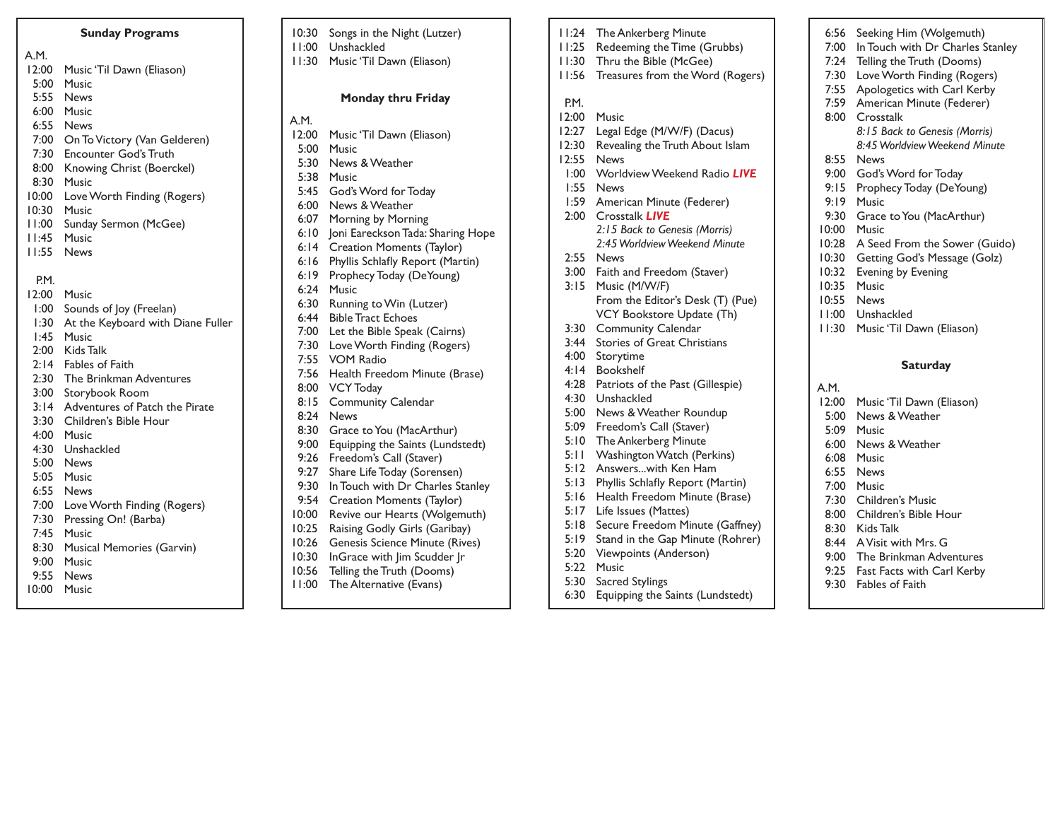**Sunday Programs**

A.M.

12:00 Music 'Til Dawn (Eliason)
5:00 Music
5:55 News
6:00 Music
6:55 News
7:00 On To Victory (Van Gelderen)
7:30 Encounter God's Truth
8:00 Knowing Christ (Boerckel)
8:30 Music
10:00 Love Worth Finding (Rogers)
10:30 Music
11:00 Sunday Sermon (McGee)
11:45 Music
11:55 News

P.M.

12:00 Music
1:00 Sounds of Joy (Freelan)
1:30 At the Keyboard with Diane Fuller
1:45 Music
2:00 Kids Talk
2:14 Fables of Faith
2:30 The Brinkman Adventures
3:00 Storybook Room
3:14 Adventures of Patch the Pirate
3:30 Children's Bible Hour
4:00 Music
4:30 Unshackled
5:00 News
5:05 Music
6:55 News
7:00 Love Worth Finding (Rogers)
7:30 Pressing On! (Barba)
7:45 Music
8:30 Musical Memories (Garvin)
9:00 Music
9:55 News
10:00 Music
10:30 Songs in the Night (Lutzer)
11:00 Unshackled
11:30 Music 'Til Dawn (Eliason)

**Monday thru Friday**

A.M.

12:00 Music 'Til Dawn (Eliason)
5:00 Music
5:30 News & Weather
5:38 Music
5:45 God's Word for Today
6:00 News & Weather
6:07 Morning by Morning
6:10 Joni Eareckson Tada: Sharing Hope
6:14 Creation Moments (Taylor)
6:16 Phyllis Schlafly Report (Martin)
6:19 Prophecy Today (DeYoung)
6:24 Music
6:30 Running to Win (Lutzer)
6:44 Bible Tract Echoes
7:00 Let the Bible Speak (Cairns)
7:30 Love Worth Finding (Rogers)
7:55 VOM Radio
7:56 Health Freedom Minute (Brase)
8:00 VCY Today
8:15 Community Calendar
8:24 News
8:30 Grace to You (MacArthur)
9:00 Equipping the Saints (Lundstedt)
9:26 Freedom's Call (Staver)
9:27 Share Life Today (Sorensen)
9:30 In Touch with Dr Charles Stanley
9:54 Creation Moments (Taylor)
10:00 Revive our Hearts (Wolgemuth)
10:25 Raising Godly Girls (Garibay)
10:26 Genesis Science Minute (Rives)
10:30 InGrace with Jim Scudder Jr
10:56 Telling the Truth (Dooms)
11:00 The Alternative (Evans)
11:24 The Ankerberg Minute
11:25 Redeeming the Time (Grubbs)
11:30 Thru the Bible (McGee)
11:56 Treasures from the Word (Rogers)

P.M.

12:00 Music
12:27 Legal Edge (M/W/F) (Dacus)
12:30 Revealing the Truth About Islam
12:55 News
1:00 Worldview Weekend Radio ***LIVE***
1:55 News
1:59 American Minute (Federer)
2:00 Crosstalk ***LIVE***
*2:15 Back to Genesis (Morris)*
*2:45 Worldview Weekend Minute*
2:55 News
3:00 Faith and Freedom (Staver)
3:15 Music (M/W/F)
From the Editor's Desk (T) (Pue)
VCY Bookstore Update (Th)
3:30 Community Calendar
3:44 Stories of Great Christians
4:00 Storytime
4:14 Bookshelf
4:28 Patriots of the Past (Gillespie)
4:30 Unshackled
5:00 News & Weather Roundup
5:09 Freedom's Call (Staver)
5:10 The Ankerberg Minute
5:11 Washington Watch (Perkins)
5:12 Answers...with Ken Ham
5:13 Phyllis Schlafly Report (Martin)
5:16 Health Freedom Minute (Brase)
5:17 Life Issues (Mattes)
5:18 Secure Freedom Minute (Gaffney)
5:19 Stand in the Gap Minute (Rohrer)
5:20 Viewpoints (Anderson)
5:22 Music
5:30 Sacred Stylings
6:30 Equipping the Saints (Lundstedt)
6:56 Seeking Him (Wolgemuth)
7:00 In Touch with Dr Charles Stanley
7:24 Telling the Truth (Dooms)
7:30 Love Worth Finding (Rogers)
7:55 Apologetics with Carl Kerby
7:59 American Minute (Federer)
8:00 Crosstalk
*8:15 Back to Genesis (Morris)*
*8:45 Worldview Weekend Minute*
8:55 News
9:00 God's Word for Today
9:15 Prophecy Today (DeYoung)
9:19 Music
9:30 Grace to You (MacArthur)
10:00 Music
10:28 A Seed From the Sower (Guido)
10:30 Getting God's Message (Golz)
10:32 Evening by Evening
10:35 Music
10:55 News
11:00 Unshackled
11:30 Music 'Til Dawn (Eliason)

**Saturday**

A.M.

12:00 Music 'Til Dawn (Eliason)
5:00 News & Weather
5:09 Music
6:00 News & Weather
6:08 Music
6:55 News
7:00 Music
7:30 Children's Music
8:00 Children's Bible Hour
8:30 Kids Talk
8:44 A Visit with Mrs. G
9:00 The Brinkman Adventures
9:25 Fast Facts with Carl Kerby
9:30 Fables of Faith